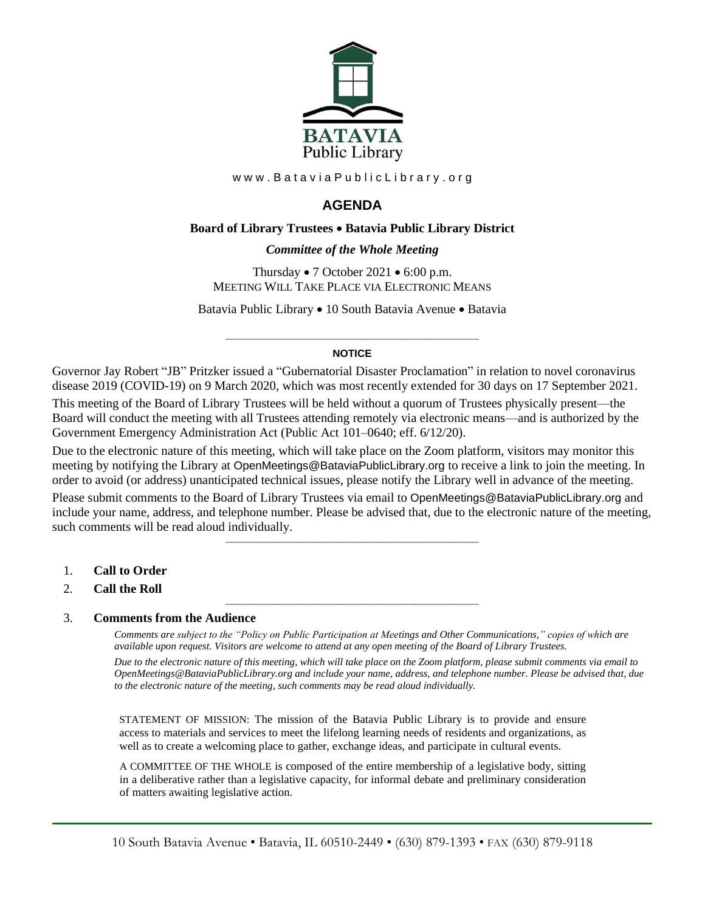BATAVIA Public Library

www.BataviaPublicLibrary.org

# AGENDA

**Board of Library Trustees • Batavia Public Library District**

***Committee of the Whole Meeting***

Thursday • 7 October 2021 • 6:00 p.m.
MEETING WILL TAKE PLACE VIA ELECTRONIC MEANS

Batavia Public Library • 10 South Batavia Avenue • Batavia

---

**NOTICE**

Governor Jay Robert "JB" Pritzker issued a "Gubernatorial Disaster Proclamation" in relation to novel coronavirus disease 2019 (COVID-19) on 9 March 2020, which was most recently extended for 30 days on 17 September 2021.

This meeting of the Board of Library Trustees will be held without a quorum of Trustees physically present—the Board will conduct the meeting with all Trustees attending remotely via electronic means—and is authorized by the Government Emergency Administration Act (Public Act 101–0640; eff. 6/12/20).

Due to the electronic nature of this meeting, which will take place on the Zoom platform, visitors may monitor this meeting by notifying the Library at OpenMeetings@BataviaPublicLibrary.org to receive a link to join the meeting. In order to avoid (or address) unanticipated technical issues, please notify the Library well in advance of the meeting.

Please submit comments to the Board of Library Trustees via email to OpenMeetings@BataviaPublicLibrary.org and include your name, address, and telephone number. Please be advised that, due to the electronic nature of the meeting, such comments will be read aloud individually.

---

1. **Call to Order**
2. **Call the Roll**

---

3. **Comments from the Audience**

   *Comments are subject to the "Policy on Public Participation at Meetings and Other Communications," copies of which are available upon request. Visitors are welcome to attend at any open meeting of the Board of Library Trustees.*

   *Due to the electronic nature of this meeting, which will take place on the Zoom platform, please submit comments via email to OpenMeetings@BataviaPublicLibrary.org and include your name, address, and telephone number. Please be advised that, due to the electronic nature of the meeting, such comments may be read aloud individually.*

STATEMENT OF MISSION: The mission of the Batavia Public Library is to provide and ensure access to materials and services to meet the lifelong learning needs of residents and organizations, as well as to create a welcoming place to gather, exchange ideas, and participate in cultural events.

A COMMITTEE OF THE WHOLE is composed of the entire membership of a legislative body, sitting in a deliberative rather than a legislative capacity, for informal debate and preliminary consideration of matters awaiting legislative action.

10 South Batavia Avenue • Batavia, IL 60510-2449 • (630) 879-1393 • FAX (630) 879-9118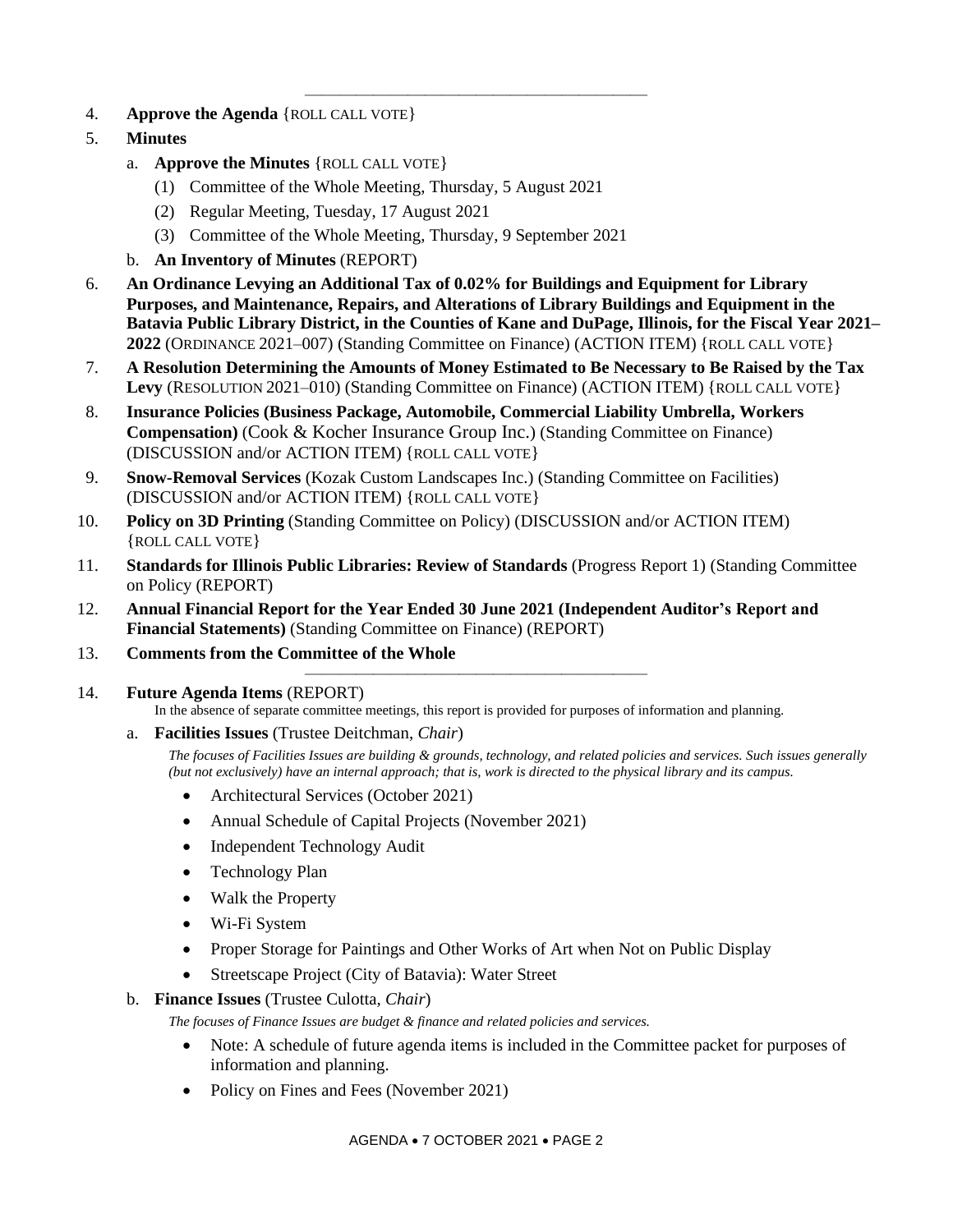---

4. **Approve the Agenda** {ROLL CALL VOTE}
5. **Minutes**
   a. **Approve the Minutes** {ROLL CALL VOTE}
      (1) Committee of the Whole Meeting, Thursday, 5 August 2021
      (2) Regular Meeting, Tuesday, 17 August 2021
      (3) Committee of the Whole Meeting, Thursday, 9 September 2021
   b. **An Inventory of Minutes** (REPORT)
6. **An Ordinance Levying an Additional Tax of 0.02% for Buildings and Equipment for Library Purposes, and Maintenance, Repairs, and Alterations of Library Buildings and Equipment in the Batavia Public Library District, in the Counties of Kane and DuPage, Illinois, for the Fiscal Year 2021–2022** (ORDINANCE 2021–007) (Standing Committee on Finance) (ACTION ITEM) {ROLL CALL VOTE}
7. **A Resolution Determining the Amounts of Money Estimated to Be Necessary to Be Raised by the Tax Levy** (RESOLUTION 2021–010) (Standing Committee on Finance) (ACTION ITEM) {ROLL CALL VOTE}
8. **Insurance Policies (Business Package, Automobile, Commercial Liability Umbrella, Workers Compensation)** (Cook & Kocher Insurance Group Inc.) (Standing Committee on Finance) (DISCUSSION and/or ACTION ITEM) {ROLL CALL VOTE}
9. **Snow-Removal Services** (Kozak Custom Landscapes Inc.) (Standing Committee on Facilities) (DISCUSSION and/or ACTION ITEM) {ROLL CALL VOTE}
10. **Policy on 3D Printing** (Standing Committee on Policy) (DISCUSSION and/or ACTION ITEM) {ROLL CALL VOTE}
11. **Standards for Illinois Public Libraries: Review of Standards** (Progress Report 1) (Standing Committee on Policy (REPORT)
12. **Annual Financial Report for the Year Ended 30 June 2021 (Independent Auditor's Report and Financial Statements)** (Standing Committee on Finance) (REPORT)
13. **Comments from the Committee of the Whole**

---

14. **Future Agenda Items** (REPORT)
    In the absence of separate committee meetings, this report is provided for purposes of information and planning.
    a. **Facilities Issues** (Trustee Deitchman, *Chair*)
       *The focuses of Facilities Issues are building & grounds, technology, and related policies and services. Such issues generally (but not exclusively) have an internal approach; that is, work is directed to the physical library and its campus.*
       - Architectural Services (October 2021)
       - Annual Schedule of Capital Projects (November 2021)
       - Independent Technology Audit
       - Technology Plan
       - Walk the Property
       - Wi-Fi System
       - Proper Storage for Paintings and Other Works of Art when Not on Public Display
       - Streetscape Project (City of Batavia): Water Street
    b. **Finance Issues** (Trustee Culotta, *Chair*)
       *The focuses of Finance Issues are budget & finance and related policies and services.*
       - Note: A schedule of future agenda items is included in the Committee packet for purposes of information and planning.
       - Policy on Fines and Fees (November 2021)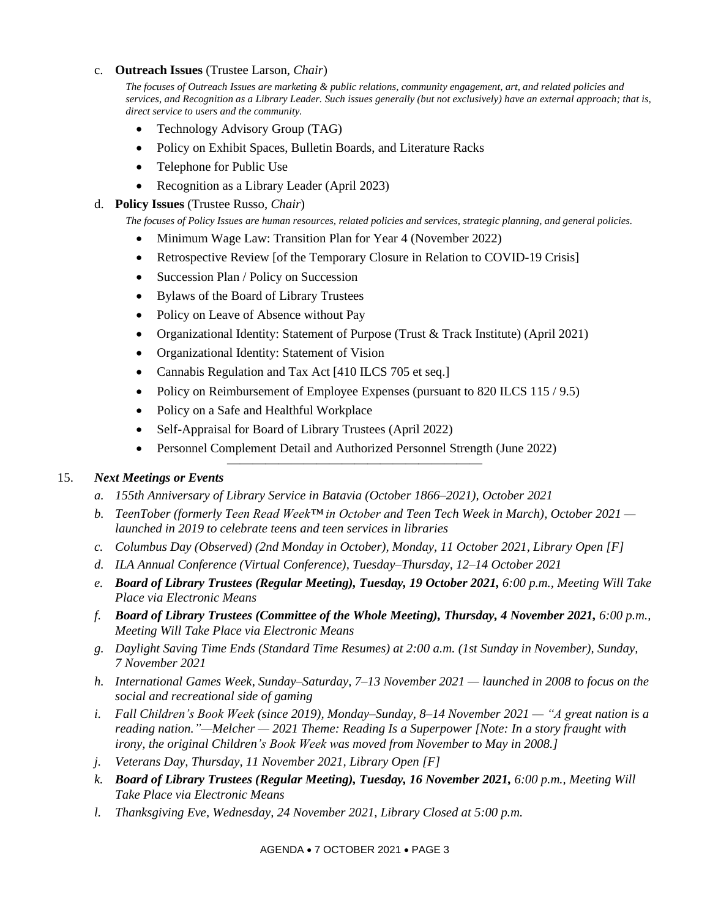c. **Outreach Issues** (Trustee Larson, *Chair*)

*The focuses of Outreach Issues are marketing & public relations, community engagement, art, and related policies and services, and Recognition as a Library Leader. Such issues generally (but not exclusively) have an external approach; that is, direct service to users and the community.*

- Technology Advisory Group (TAG)
- Policy on Exhibit Spaces, Bulletin Boards, and Literature Racks
- Telephone for Public Use
- Recognition as a Library Leader (April 2023)

d. **Policy Issues** (Trustee Russo, *Chair*)

*The focuses of Policy Issues are human resources, related policies and services, strategic planning, and general policies.*

- Minimum Wage Law: Transition Plan for Year 4 (November 2022)
- Retrospective Review [of the Temporary Closure in Relation to COVID-19 Crisis]
- Succession Plan / Policy on Succession
- Bylaws of the Board of Library Trustees
- Policy on Leave of Absence without Pay
- Organizational Identity: Statement of Purpose (Trust & Track Institute) (April 2021)
- Organizational Identity: Statement of Vision
- Cannabis Regulation and Tax Act [410 ILCS 705 et seq.]
- Policy on Reimbursement of Employee Expenses (pursuant to 820 ILCS 115 / 9.5)
- Policy on a Safe and Healthful Workplace
- Self-Appraisal for Board of Library Trustees (April 2022)
- Personnel Complement Detail and Authorized Personnel Strength (June 2022)

---

15. ***Next Meetings or Events***

*a. 155th Anniversary of Library Service in Batavia (October 1866–2021), October 2021*

*b. TeenTober (formerly Teen Read Week™ in October and Teen Tech Week in March), October 2021 — launched in 2019 to celebrate teens and teen services in libraries*

*c. Columbus Day (Observed) (2nd Monday in October), Monday, 11 October 2021, Library Open [F]*

*d. ILA Annual Conference (Virtual Conference), Tuesday–Thursday, 12–14 October 2021*

*e. **Board of Library Trustees (Regular Meeting), Tuesday, 19 October 2021,** 6:00 p.m., Meeting Will Take Place via Electronic Means*

*f. **Board of Library Trustees (Committee of the Whole Meeting), Thursday, 4 November 2021,** 6:00 p.m., Meeting Will Take Place via Electronic Means*

*g. Daylight Saving Time Ends (Standard Time Resumes) at 2:00 a.m. (1st Sunday in November), Sunday, 7 November 2021*

*h. International Games Week, Sunday–Saturday, 7–13 November 2021 — launched in 2008 to focus on the social and recreational side of gaming*

*i. Fall Children's Book Week (since 2019), Monday–Sunday, 8–14 November 2021 — "A great nation is a reading nation."—Melcher — 2021 Theme: Reading Is a Superpower [Note: In a story fraught with irony, the original Children's Book Week was moved from November to May in 2008.]*

*j. Veterans Day, Thursday, 11 November 2021, Library Open [F]*

*k. **Board of Library Trustees (Regular Meeting), Tuesday, 16 November 2021,** 6:00 p.m., Meeting Will Take Place via Electronic Means*

*l. Thanksgiving Eve, Wednesday, 24 November 2021, Library Closed at 5:00 p.m.*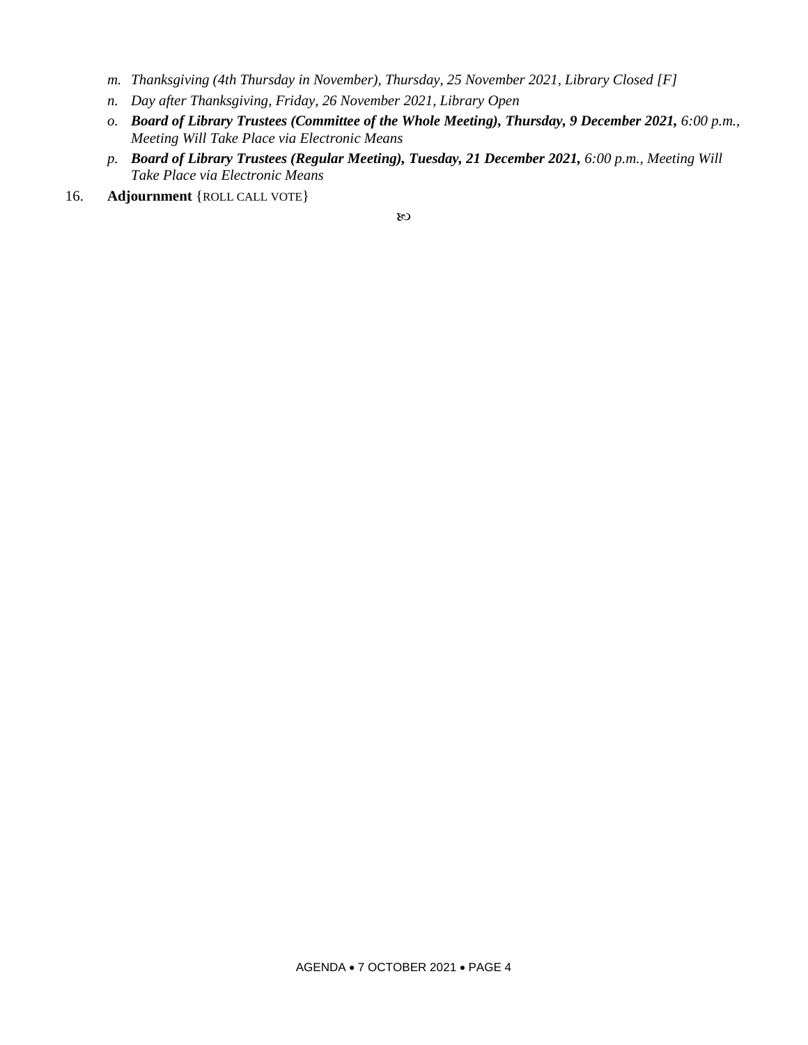- m. *Thanksgiving (4th Thursday in November), Thursday, 25 November 2021, Library Closed [F]*
- n. *Day after Thanksgiving, Friday, 26 November 2021, Library Open*
- o. ***Board of Library Trustees (Committee of the Whole Meeting), Thursday, 9 December 2021,** 6:00 p.m., Meeting Will Take Place via Electronic Means*
- p. ***Board of Library Trustees (Regular Meeting), Tuesday, 21 December 2021,** 6:00 p.m., Meeting Will Take Place via Electronic Means*

16. **Adjournment** {ROLL CALL VOTE}

℘